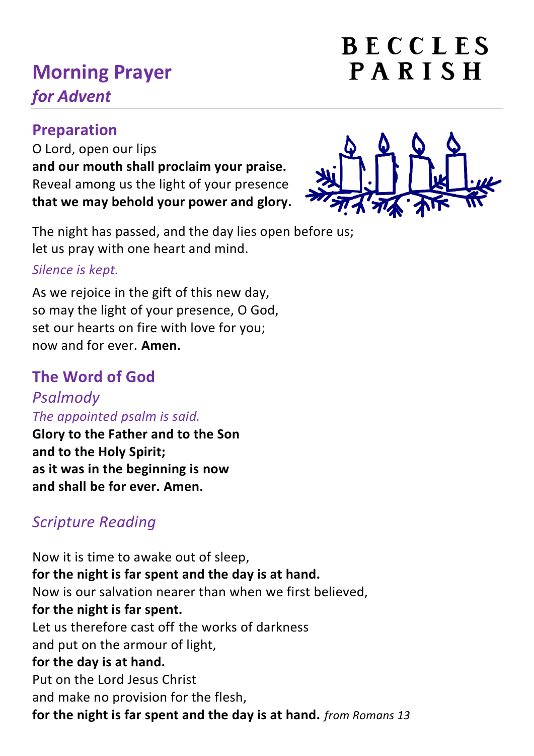# Morning Prayer

*for Advent*

BECCLES PARISH

## Preparation

O Lord, open our lips
**and our mouth shall proclaim your praise.**
Reveal among us the light of your presence
**that we may behold your power and glory.**

The night has passed, and the day lies open before us;
let us pray with one heart and mind.

*Silence is kept.*

As we rejoice in the gift of this new day,
so may the light of your presence, O God,
set our hearts on fire with love for you;
now and for ever. **Amen.**

## The Word of God

### *Psalmody*

*The appointed psalm is said.*

**Glory to the Father and to the Son**
**and to the Holy Spirit;**
**as it was in the beginning is now**
**and shall be for ever. Amen.**

### *Scripture Reading*

Now it is time to awake out of sleep,
**for the night is far spent and the day is at hand.**
Now is our salvation nearer than when we first believed,
**for the night is far spent.**
Let us therefore cast off the works of darkness
and put on the armour of light,
**for the day is at hand.**
Put on the Lord Jesus Christ
and make no provision for the flesh,
**for the night is far spent and the day is at hand.** *from Romans 13*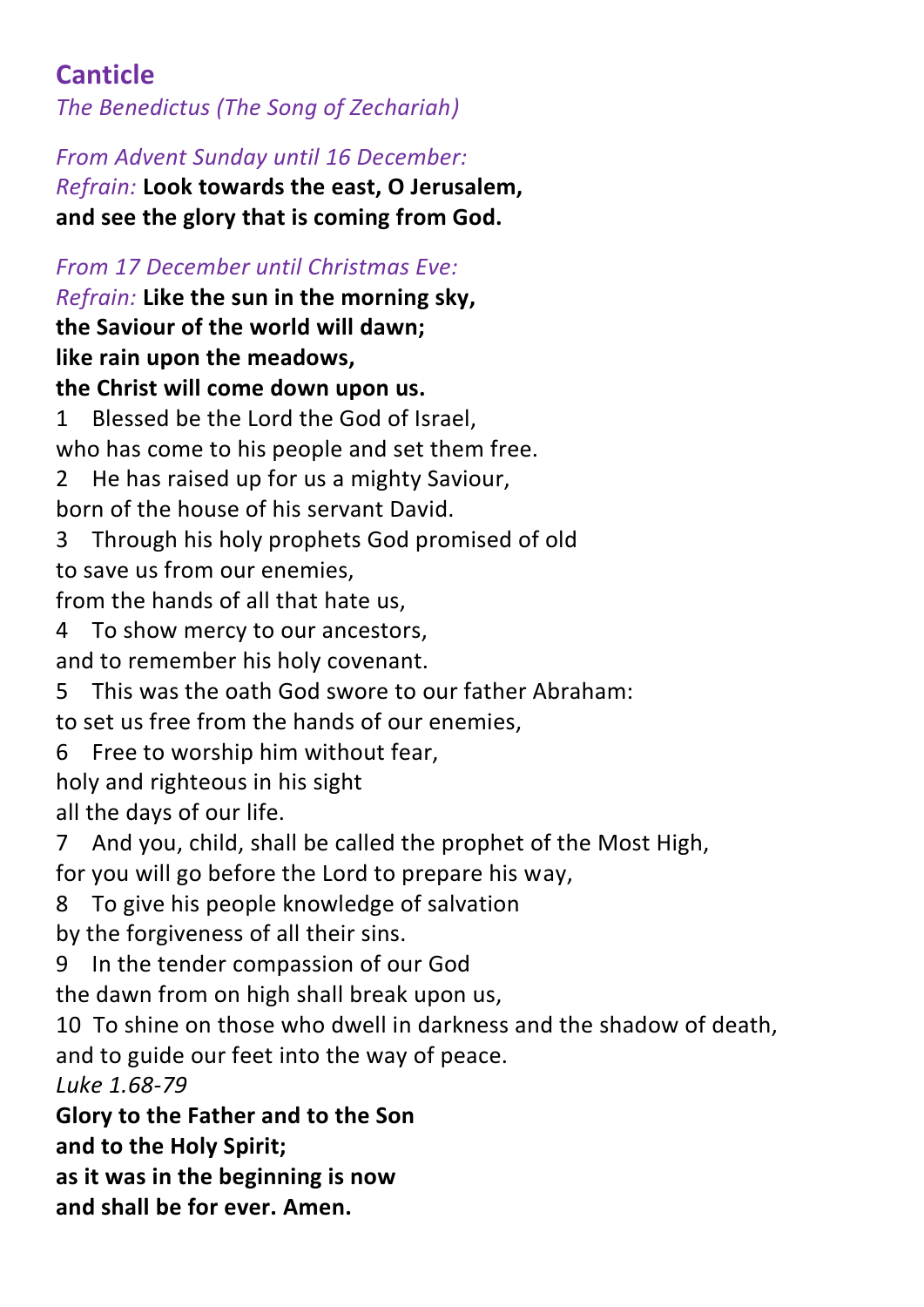## Canticle

*The Benedictus (The Song of Zechariah)*

*From Advent Sunday until 16 December:*
*Refrain:* **Look towards the east, O Jerusalem,**
**and see the glory that is coming from God.**

*From 17 December until Christmas Eve:*
*Refrain:* **Like the sun in the morning sky,**
**the Saviour of the world will dawn;**
**like rain upon the meadows,**
**the Christ will come down upon us.**

1 Blessed be the Lord the God of Israel,
who has come to his people and set them free.

2 He has raised up for us a mighty Saviour,
born of the house of his servant David.

3 Through his holy prophets God promised of old
to save us from our enemies,
from the hands of all that hate us,

4 To show mercy to our ancestors,
and to remember his holy covenant.

5 This was the oath God swore to our father Abraham:
to set us free from the hands of our enemies,

6 Free to worship him without fear,
holy and righteous in his sight
all the days of our life.

7 And you, child, shall be called the prophet of the Most High,
for you will go before the Lord to prepare his way,

8 To give his people knowledge of salvation
by the forgiveness of all their sins.

9 In the tender compassion of our God
the dawn from on high shall break upon us,

10 To shine on those who dwell in darkness and the shadow of death,
and to guide our feet into the way of peace.

*Luke 1.68-79*

**Glory to the Father and to the Son**
**and to the Holy Spirit;**
**as it was in the beginning is now**
**and shall be for ever. Amen.**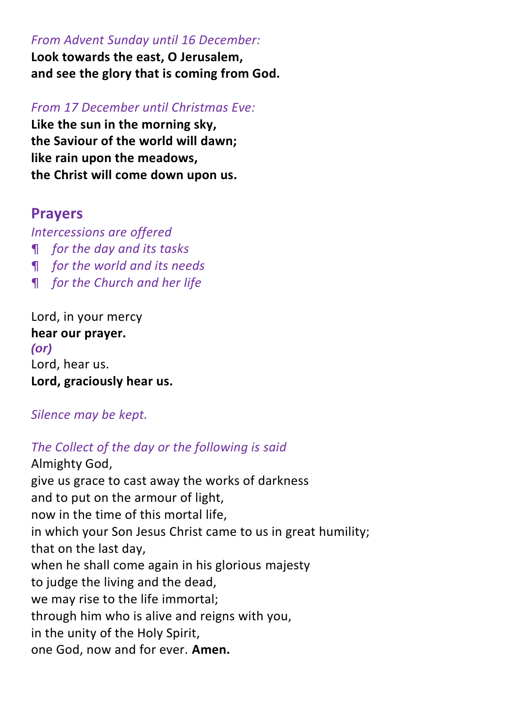*From Advent Sunday until 16 December:*

**Look towards the east, O Jerusalem,**
**and see the glory that is coming from God.**

*From 17 December until Christmas Eve:*

**Like the sun in the morning sky,**
**the Saviour of the world will dawn;**
**like rain upon the meadows,**
**the Christ will come down upon us.**

## Prayers

*Intercessions are offered*

¶ *for the day and its tasks*
¶ *for the world and its needs*
¶ *for the Church and her life*

Lord, in your mercy
**hear our prayer.**
***(or)***
Lord, hear us.
**Lord, graciously hear us.**

*Silence may be kept.*

*The Collect of the day or the following is said*

Almighty God,
give us grace to cast away the works of darkness
and to put on the armour of light,
now in the time of this mortal life,
in which your Son Jesus Christ came to us in great humility;
that on the last day,
when he shall come again in his glorious majesty
to judge the living and the dead,
we may rise to the life immortal;
through him who is alive and reigns with you,
in the unity of the Holy Spirit,
one God, now and for ever. **Amen.**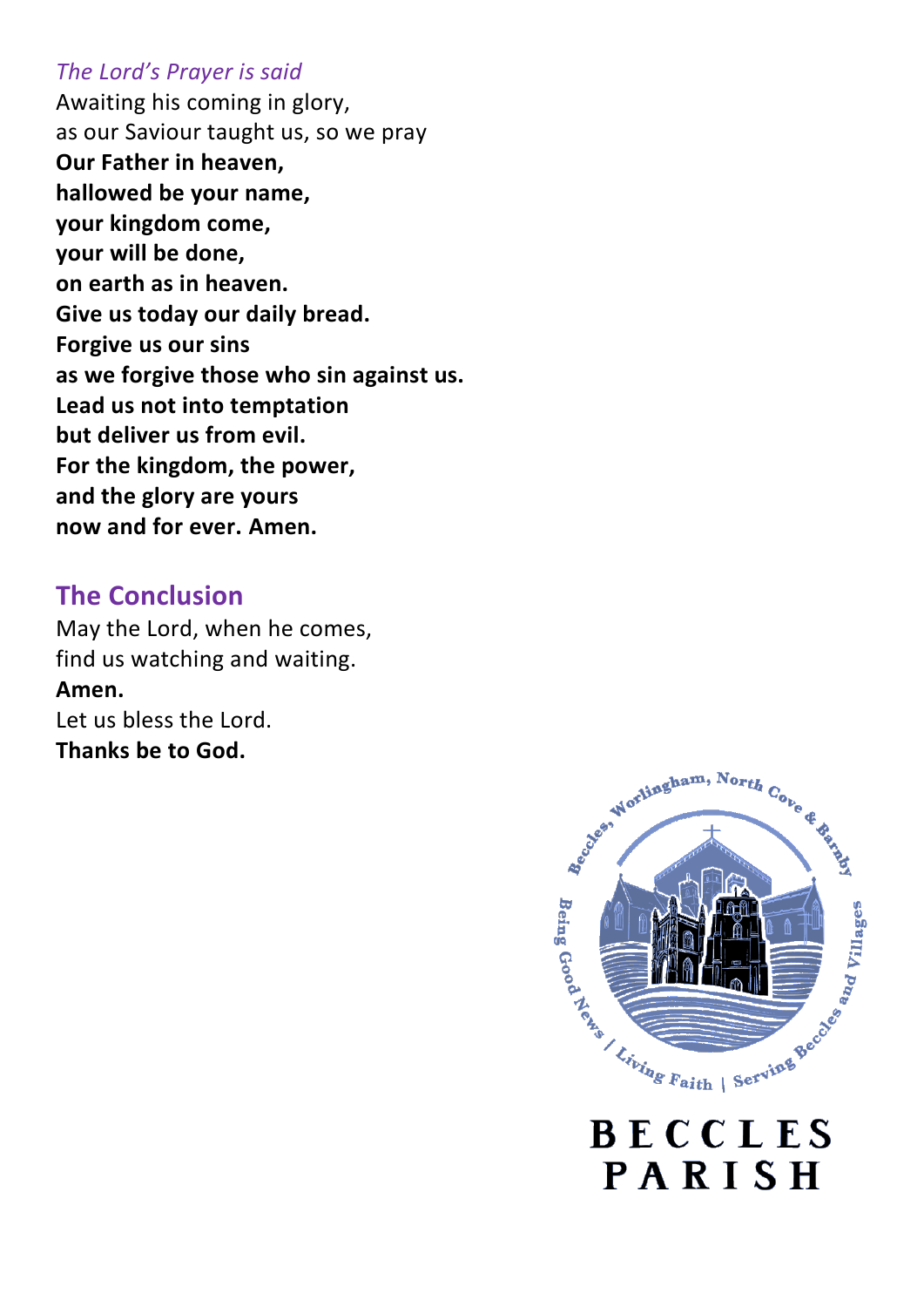*The Lord's Prayer is said*

Awaiting his coming in glory,
as our Saviour taught us, so we pray

**Our Father in heaven,**
**hallowed be your name,**
**your kingdom come,**
**your will be done,**
**on earth as in heaven.**
**Give us today our daily bread.**
**Forgive us our sins**
**as we forgive those who sin against us.**
**Lead us not into temptation**
**but deliver us from evil.**
**For the kingdom, the power,**
**and the glory are yours**
**now and for ever. Amen.**

## The Conclusion

May the Lord, when he comes,
find us watching and waiting.
**Amen.**
Let us bless the Lord.
**Thanks be to God.**

Beccles, Worlingham, North Cove & Barnby
Being Good News / Living Faith | Serving Beccles and Villages

BECCLES PARISH